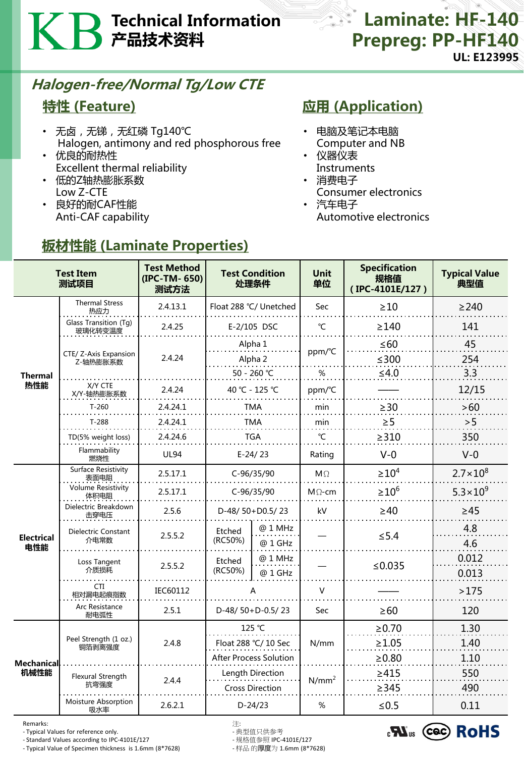# KB Technical Information 产品技术资料

# Laminate: HF-140
# Prepreg: PP-HF140

UL: E123995

## *Halogen-free/Normal Tg/Low CTE*

## 特性 (Feature)

- 无卤，无锑，无红磷 Tg140℃
  Halogen, antimony and red phosphorous free
- 优良的耐热性
  Excellent thermal reliability
- 低的Z轴热膨胀系数
  Low Z-CTE
- 良好的耐CAF性能
  Anti-CAF capability

## 应用 (Application)

- 电脑及笔记本电脑
  Computer and NB
- 仪器仪表
  Instruments
- 消费电子
  Consumer electronics
- 汽车电子
  Automotive electronics

## 板材性能 (Laminate Properties)

| Test Item 测试项目 | | Test Method (IPC-TM- 650) 测试方法 | Test Condition 处理条件 | | Unit 单位 | Specification 规格值 (IPC-4101E/127) | Typical Value 典型值 |
|---|---|---|---|---|---|---|---|
| Thermal 热性能 | Thermal Stress 热应力 | 2.4.13.1 | Float 288 ℃/ Unetched | | Sec | ≥10 | ≥240 |
| | Glass Transition (Tg) 玻璃化转变温度 | 2.4.25 | E-2/105 DSC | | ℃ | ≥140 | 141 |
| | CTE/ Z-Axis Expansion Z-轴热膨胀系数 | 2.4.24 | Alpha 1 | | ppm/℃ | ≤60 | 45 |
| | | | Alpha 2 | | ppm/℃ | ≤300 | 254 |
| | | | 50 - 260 ℃ | | % | ≤4.0 | 3.3 |
| | X/Y CTE X/Y-轴热膨胀系数 | 2.4.24 | 40 ℃ - 125 ℃ | | ppm/℃ | —— | 12/15 |
| | T-260 | 2.4.24.1 | TMA | | min | ≥30 | >60 |
| | T-288 | 2.4.24.1 | TMA | | min | ≥5 | >5 |
| | TD(5% weight loss) | 2.4.24.6 | TGA | | ℃ | ≥310 | 350 |
| | Flammability 燃烧性 | UL94 | E-24/ 23 | | Rating | V-0 | V-0 |
| Electrical 电性能 | Surface Resistivity 表面电阻 | 2.5.17.1 | C-96/35/90 | | MΩ | $\geq 10^{4}$ | $2.7\times10^{8}$ |
| | Volume Resistivity 体积电阻 | 2.5.17.1 | C-96/35/90 | | MΩ-cm | $\geq 10^{6}$ | $5.3\times10^{9}$ |
| | Dielectric Breakdown 击穿电压 | 2.5.6 | D-48/ 50+D0.5/ 23 | | kV | ≥40 | ≥45 |
| | Dielectric Constant 介电常数 | 2.5.5.2 | Etched (RC50%) | @ 1 MHz | — | ≤5.4 | 4.8 |
| | | | | @ 1 GHz | | | 4.6 |
| | Loss Tangent 介质损耗 | 2.5.5.2 | Etched (RC50%) | @ 1 MHz | — | ≤0.035 | 0.012 |
| | | | | @ 1 GHz | | | 0.013 |
| | CTI 相对漏电起痕指数 | IEC60112 | A | | V | —— | >175 |
| | Arc Resistance 耐电弧性 | 2.5.1 | D-48/ 50+D-0.5/ 23 | | Sec | ≥60 | 120 |
| Mechanical 机械性能 | Peel Strength (1 oz.) 铜箔剥离强度 | 2.4.8 | 125 ℃ | | N/mm | ≥0.70 | 1.30 |
| | | | Float 288 ℃/ 10 Sec | | N/mm | ≥1.05 | 1.40 |
| | | | After Process Solution | | N/mm | ≥0.80 | 1.10 |
| | Flexural Strength 抗弯强度 | 2.4.4 | Length Direction | | $N/mm^2$ | ≥415 | 550 |
| | | | Cross Direction | | $N/mm^2$ | ≥345 | 490 |
| | Moisture Absorption 吸水率 | 2.6.2.1 | D-24/23 | | % | ≤0.5 | 0.11 |

Remarks:
- Typical Values for reference only.
- Standard Values according to IPC-4101E/127
- Typical Value of Specimen thickness is 1.6mm (8*7628)

注:
- 典型值只供参考
- 规格值参照 IPC-4101E/127
- 样品的**厚度**为 1.6mm (8*7628)

cULus CQC RoHS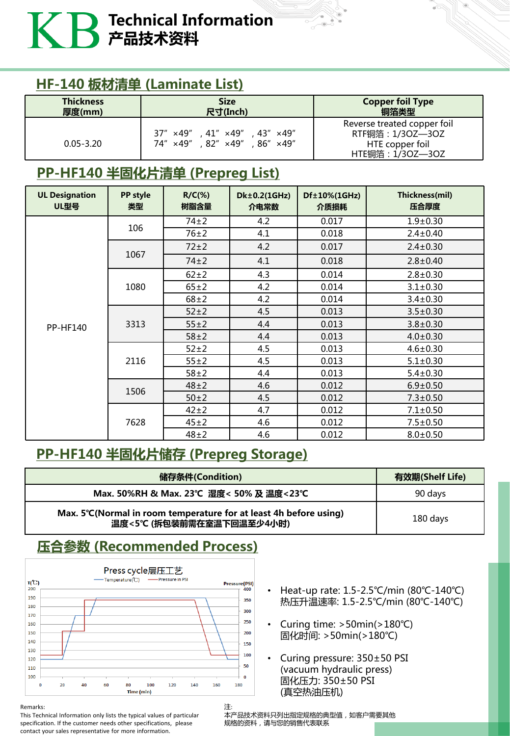# KB Technical Information 产品技术资料

## HF-140 板材清单 (Laminate List)

| Thickness 厚度(mm) | Size 尺寸(Inch) | Copper foil Type 铜箔类型 |
|---|---|---|
| 0.05-3.20 | 37″ ×49″ ，41″ ×49″ ，43″ ×49″ 74″ ×49″ ，82″ ×49″ ，86″ ×49″ | Reverse treated copper foil RTF铜箔：1/3OZ—3OZ HTE copper foil HTE铜箔：1/3OZ—3OZ |

## PP-HF140 半固化片清单 (Prepreg List)

| UL Designation UL型号 | PP style 类型 | R/C(%) 树脂含量 | Dk±0.2(1GHz) 介电常数 | Df±10%(1GHz) 介质损耗 | Thickness(mil) 压合厚度 |
|---|---|---|---|---|---|
| PP-HF140 | 106 | 74±2 | 4.2 | 0.017 | 1.9±0.30 |
| | | 76±2 | 4.1 | 0.018 | 2.4±0.40 |
| | 1067 | 72±2 | 4.2 | 0.017 | 2.4±0.30 |
| | | 74±2 | 4.1 | 0.018 | 2.8±0.40 |
| | 1080 | 62±2 | 4.3 | 0.014 | 2.8±0.30 |
| | | 65±2 | 4.2 | 0.014 | 3.1±0.30 |
| | | 68±2 | 4.2 | 0.014 | 3.4±0.30 |
| | 3313 | 52±2 | 4.5 | 0.013 | 3.5±0.30 |
| | | 55±2 | 4.4 | 0.013 | 3.8±0.30 |
| | | 58±2 | 4.4 | 0.013 | 4.0±0.30 |
| | 2116 | 52±2 | 4.5 | 0.013 | 4.6±0.30 |
| | | 55±2 | 4.5 | 0.013 | 5.1±0.30 |
| | | 58±2 | 4.4 | 0.013 | 5.4±0.30 |
| | 1506 | 48±2 | 4.6 | 0.012 | 6.9±0.50 |
| | | 50±2 | 4.5 | 0.012 | 7.3±0.50 |
| | 7628 | 42±2 | 4.7 | 0.012 | 7.1±0.50 |
| | | 45±2 | 4.6 | 0.012 | 7.5±0.50 |
| | | 48±2 | 4.6 | 0.012 | 8.0±0.50 |

## PP-HF140 半固化片储存 (Prepreg Storage)

| 储存条件(Condition) | 有效期(Shelf Life) |
|---|---|
| Max. 50%RH & Max. 23℃ 湿度< 50% 及 温度<23℃ | 90 days |
| Max. 5℃(Normal in room temperature for at least 4h before using) 温度<5℃ (拆包装前需在室温下回温至少4小时) | 180 days |

## 压合参数 (Recommended Process)

Press cycle层压工艺

Temperature(℃) Pressure in PSI

T(℃)

200 190 180 170 160 150 140 130 120 110 100

Pressure(PSI)

400 350 300 250 200 150 100 50 0

0 20 40 60 80 100 120 140 160 180

Time (min)

- Heat-up rate: 1.5-2.5℃/min (80℃-140℃)
  热压升温速率: 1.5-2.5℃/min (80℃-140℃)
- Curing time: >50min(>180℃)
  固化时间: >50min(>180℃)
- Curing pressure: 350±50 PSI
  (vacuum hydraulic press)
  固化压力: 350±50 PSI
  (真空热油压机)

Remarks:
This Technical Information only lists the typical values of particular specification. If the customer needs other specifications, please contact your sales representative for more information.

注:
本产品技术资料只列出指定规格的典型值，如客户需要其他规格的资料，请与您的销售代表联系